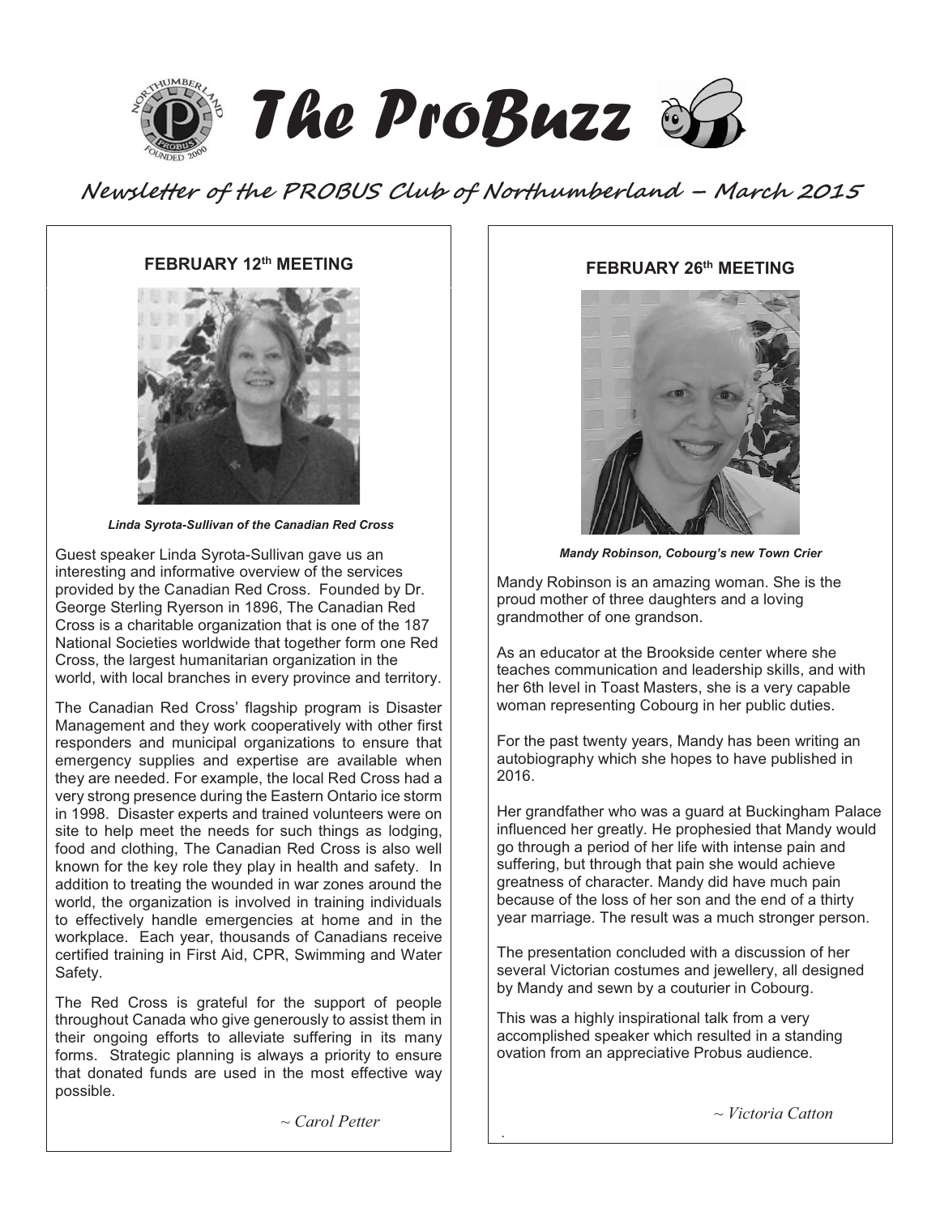# The ProBuzz

## Newsletter of the PROBUS Club of Northumberland – March 2015

### FEBRUARY 12th MEETING

*Linda Syrota-Sullivan of the Canadian Red Cross*

Guest speaker Linda Syrota-Sullivan gave us an interesting and informative overview of the services provided by the Canadian Red Cross. Founded by Dr. George Sterling Ryerson in 1896, The Canadian Red Cross is a charitable organization that is one of the 187 National Societies worldwide that together form one Red Cross, the largest humanitarian organization in the world, with local branches in every province and territory.

The Canadian Red Cross' flagship program is Disaster Management and they work cooperatively with other first responders and municipal organizations to ensure that emergency supplies and expertise are available when they are needed. For example, the local Red Cross had a very strong presence during the Eastern Ontario ice storm in 1998. Disaster experts and trained volunteers were on site to help meet the needs for such things as lodging, food and clothing, The Canadian Red Cross is also well known for the key role they play in health and safety. In addition to treating the wounded in war zones around the world, the organization is involved in training individuals to effectively handle emergencies at home and in the workplace. Each year, thousands of Canadians receive certified training in First Aid, CPR, Swimming and Water Safety.

The Red Cross is grateful for the support of people throughout Canada who give generously to assist them in their ongoing efforts to alleviate suffering in its many forms. Strategic planning is always a priority to ensure that donated funds are used in the most effective way possible.

*~ Carol Petter*

### FEBRUARY 26th MEETING

*Mandy Robinson, Cobourg's new Town Crier*

Mandy Robinson is an amazing woman. She is the proud mother of three daughters and a loving grandmother of one grandson.

As an educator at the Brookside center where she teaches communication and leadership skills, and with her 6th level in Toast Masters, she is a very capable woman representing Cobourg in her public duties.

For the past twenty years, Mandy has been writing an autobiography which she hopes to have published in 2016.

Her grandfather who was a guard at Buckingham Palace influenced her greatly. He prophesied that Mandy would go through a period of her life with intense pain and suffering, but through that pain she would achieve greatness of character. Mandy did have much pain because of the loss of her son and the end of a thirty year marriage. The result was a much stronger person.

The presentation concluded with a discussion of her several Victorian costumes and jewellery, all designed by Mandy and sewn by a couturier in Cobourg.

This was a highly inspirational talk from a very accomplished speaker which resulted in a standing ovation from an appreciative Probus audience.

*~ Victoria Catton*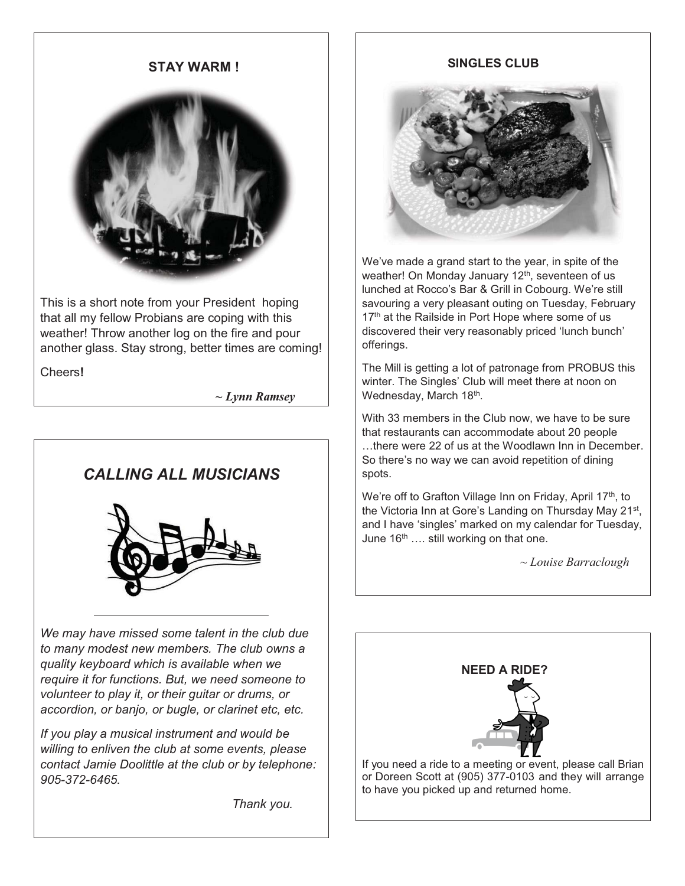## STAY WARM !

This is a short note from your President hoping that all my fellow Probians are coping with this weather! Throw another log on the fire and pour another glass. Stay strong, better times are coming!

Cheers**!**

*~ Lynn Ramsey*

## *CALLING ALL MUSICIANS*

*We may have missed some talent in the club due to many modest new members. The club owns a quality keyboard which is available when we require it for functions. But, we need someone to volunteer to play it, or their guitar or drums, or accordion, or banjo, or bugle, or clarinet etc, etc.*

*If you play a musical instrument and would be willing to enliven the club at some events, please contact Jamie Doolittle at the club or by telephone: 905-372-6465.*

*Thank you.*

## SINGLES CLUB

We've made a grand start to the year, in spite of the weather! On Monday January 12th, seventeen of us lunched at Rocco's Bar & Grill in Cobourg. We're still savouring a very pleasant outing on Tuesday, February 17th at the Railside in Port Hope where some of us discovered their very reasonably priced 'lunch bunch' offerings.

The Mill is getting a lot of patronage from PROBUS this winter. The Singles' Club will meet there at noon on Wednesday, March 18th.

With 33 members in the Club now, we have to be sure that restaurants can accommodate about 20 people …there were 22 of us at the Woodlawn Inn in December. So there's no way we can avoid repetition of dining spots.

We're off to Grafton Village Inn on Friday, April 17th, to the Victoria Inn at Gore's Landing on Thursday May 21st, and I have 'singles' marked on my calendar for Tuesday, June 16th …. still working on that one.

*~ Louise Barraclough*

## NEED A RIDE?

If you need a ride to a meeting or event, please call Brian or Doreen Scott at (905) 377-0103 and they will arrange to have you picked up and returned home.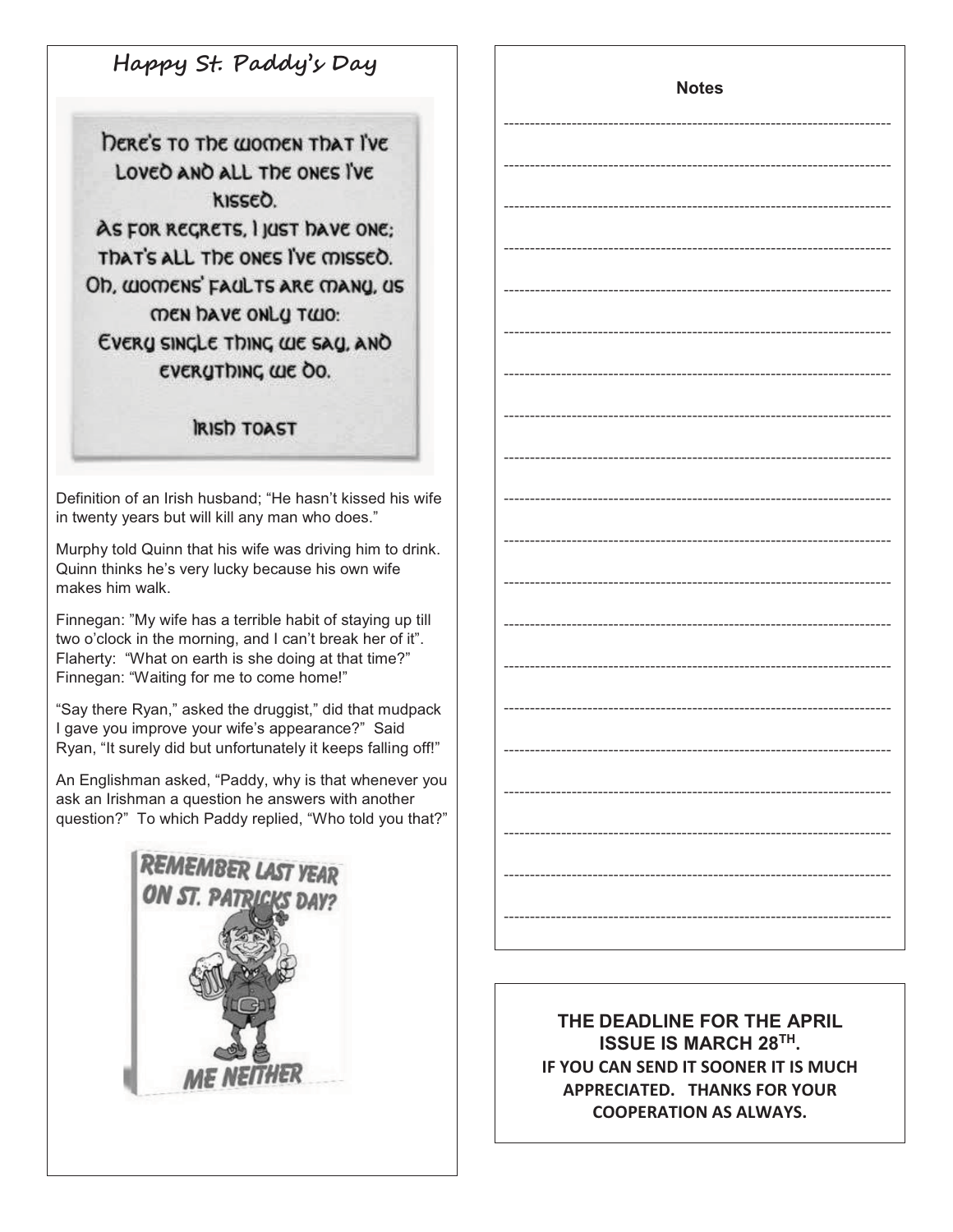## Happy St. Paddy's Day

Here's to the women that I've loved and all the ones I've kissed.
As for regrets, I just have one: that's all the ones I've missed.
Oh, womens' faults are many, us men have only two:
Every single thing we say, and everything we do.

Irish Toast

Definition of an Irish husband; "He hasn't kissed his wife in twenty years but will kill any man who does."

Murphy told Quinn that his wife was driving him to drink. Quinn thinks he's very lucky because his own wife makes him walk.

Finnegan: "My wife has a terrible habit of staying up till two o'clock in the morning, and I can't break her of it". Flaherty: "What on earth is she doing at that time?" Finnegan: "Waiting for me to come home!"

"Say there Ryan," asked the druggist," did that mudpack I gave you improve your wife's appearance?" Said Ryan, "It surely did but unfortunately it keeps falling off!"

An Englishman asked, "Paddy, why is that whenever you ask an Irishman a question he answers with another question?" To which Paddy replied, "Who told you that?"

REMEMBER LAST YEAR ON ST. PATRICKS DAY?

ME NEITHER

**Notes**

---

---

---

---

---

---

---

---

---

---

---

---

---

---

---

---

---

---

---

---

**THE DEADLINE FOR THE APRIL ISSUE IS MARCH 28TH.**
**IF YOU CAN SEND IT SOONER IT IS MUCH APPRECIATED. THANKS FOR YOUR COOPERATION AS ALWAYS.**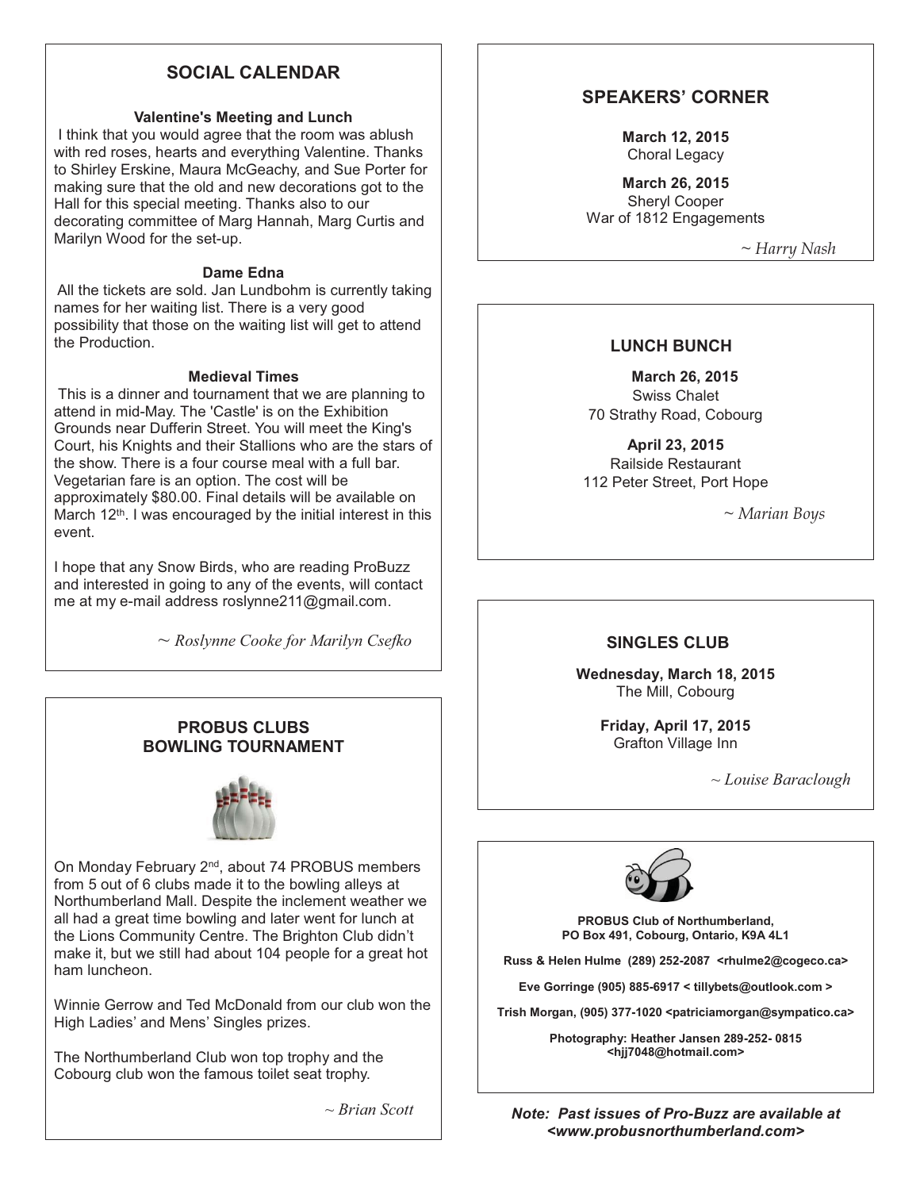## SOCIAL CALENDAR

**Valentine's Meeting and Lunch**

I think that you would agree that the room was ablush with red roses, hearts and everything Valentine. Thanks to Shirley Erskine, Maura McGeachy, and Sue Porter for making sure that the old and new decorations got to the Hall for this special meeting. Thanks also to our decorating committee of Marg Hannah, Marg Curtis and Marilyn Wood for the set-up.

**Dame Edna**

All the tickets are sold. Jan Lundbohm is currently taking names for her waiting list. There is a very good possibility that those on the waiting list will get to attend the Production.

**Medieval Times**

This is a dinner and tournament that we are planning to attend in mid-May. The 'Castle' is on the Exhibition Grounds near Dufferin Street. You will meet the King's Court, his Knights and their Stallions who are the stars of the show. There is a four course meal with a full bar. Vegetarian fare is an option. The cost will be approximately $80.00. Final details will be available on March 12th. I was encouraged by the initial interest in this event.

I hope that any Snow Birds, who are reading ProBuzz and interested in going to any of the events, will contact me at my e-mail address roslynne211@gmail.com.

*~ Roslynne Cooke for Marilyn Csefko*

## PROBUS CLUBS BOWLING TOURNAMENT

On Monday February 2nd, about 74 PROBUS members from 5 out of 6 clubs made it to the bowling alleys at Northumberland Mall. Despite the inclement weather we all had a great time bowling and later went for lunch at the Lions Community Centre. The Brighton Club didn't make it, but we still had about 104 people for a great hot ham luncheon.

Winnie Gerrow and Ted McDonald from our club won the High Ladies' and Mens' Singles prizes.

The Northumberland Club won top trophy and the Cobourg club won the famous toilet seat trophy.

*~ Brian Scott*

## SPEAKERS' CORNER

**March 12, 2015**
Choral Legacy

**March 26, 2015**
Sheryl Cooper
War of 1812 Engagements

*~ Harry Nash*

## LUNCH BUNCH

**March 26, 2015**
Swiss Chalet
70 Strathy Road, Cobourg

**April 23, 2015**
Railside Restaurant
112 Peter Street, Port Hope

*~ Marian Boys*

## SINGLES CLUB

**Wednesday, March 18, 2015**
The Mill, Cobourg

**Friday, April 17, 2015**
Grafton Village Inn

*~ Louise Baraclough*

**PROBUS Club of Northumberland,**
**PO Box 491, Cobourg, Ontario, K9A 4L1**

**Russ & Helen Hulme (289) 252-2087 <rhulme2@cogeco.ca>**

**Eve Gorringe (905) 885-6917 < tillybets@outlook.com >**

**Trish Morgan, (905) 377-1020 <patriciamorgan@sympatico.ca>**

**Photography: Heather Jansen 289-252- 0815 <hjj7048@hotmail.com>**

***Note: Past issues of Pro-Buzz are available at <www.probusnorthumberland.com>***